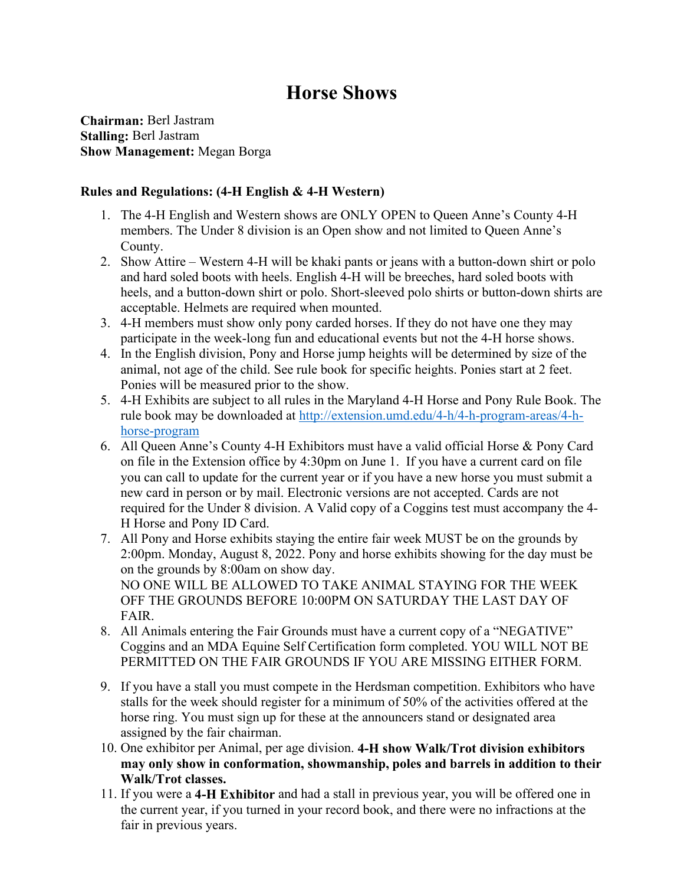# Horse Shows

**Chairman:** Berl Jastram
**Stalling:** Berl Jastram
**Show Management:** Megan Borga

**Rules and Regulations: (4-H English & 4-H Western)**

1. The 4-H English and Western shows are ONLY OPEN to Queen Anne's County 4-H members. The Under 8 division is an Open show and not limited to Queen Anne's County.
2. Show Attire – Western 4-H will be khaki pants or jeans with a button-down shirt or polo and hard soled boots with heels. English 4-H will be breeches, hard soled boots with heels, and a button-down shirt or polo. Short-sleeved polo shirts or button-down shirts are acceptable. Helmets are required when mounted.
3. 4-H members must show only pony carded horses. If they do not have one they may participate in the week-long fun and educational events but not the 4-H horse shows.
4. In the English division, Pony and Horse jump heights will be determined by size of the animal, not age of the child. See rule book for specific heights. Ponies start at 2 feet. Ponies will be measured prior to the show.
5. 4-H Exhibits are subject to all rules in the Maryland 4-H Horse and Pony Rule Book. The rule book may be downloaded at [http://extension.umd.edu/4-h/4-h-program-areas/4-h-horse-program](http://extension.umd.edu/4-h/4-h-program-areas/4-h-horse-program)
6. All Queen Anne's County 4-H Exhibitors must have a valid official Horse & Pony Card on file in the Extension office by 4:30pm on June 1. If you have a current card on file you can call to update for the current year or if you have a new horse you must submit a new card in person or by mail. Electronic versions are not accepted. Cards are not required for the Under 8 division. A Valid copy of a Coggins test must accompany the 4-H Horse and Pony ID Card.
7. All Pony and Horse exhibits staying the entire fair week MUST be on the grounds by 2:00pm. Monday, August 8, 2022. Pony and horse exhibits showing for the day must be on the grounds by 8:00am on show day.
   NO ONE WILL BE ALLOWED TO TAKE ANIMAL STAYING FOR THE WEEK OFF THE GROUNDS BEFORE 10:00PM ON SATURDAY THE LAST DAY OF FAIR.
8. All Animals entering the Fair Grounds must have a current copy of a "NEGATIVE" Coggins and an MDA Equine Self Certification form completed. YOU WILL NOT BE PERMITTED ON THE FAIR GROUNDS IF YOU ARE MISSING EITHER FORM.
9. If you have a stall you must compete in the Herdsman competition. Exhibitors who have stalls for the week should register for a minimum of 50% of the activities offered at the horse ring. You must sign up for these at the announcers stand or designated area assigned by the fair chairman.
10. One exhibitor per Animal, per age division. **4-H show Walk/Trot division exhibitors may only show in conformation, showmanship, poles and barrels in addition to their Walk/Trot classes.**
11. If you were a **4-H Exhibitor** and had a stall in previous year, you will be offered one in the current year, if you turned in your record book, and there were no infractions at the fair in previous years.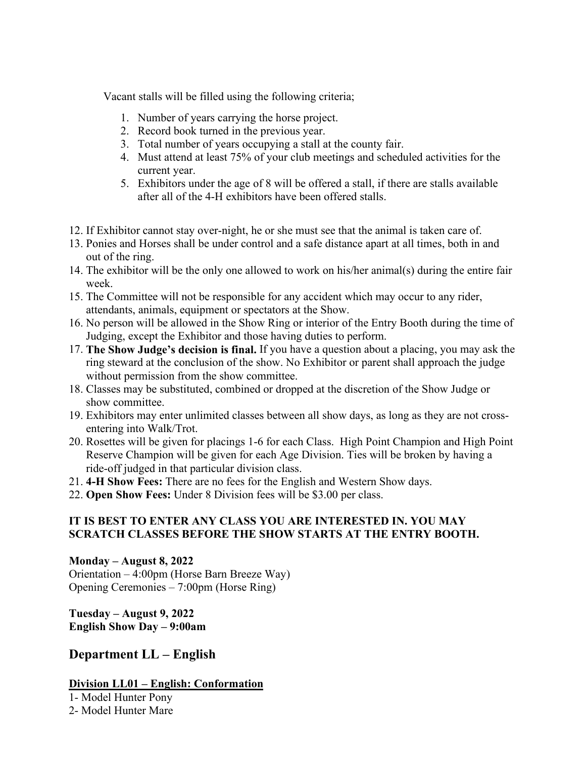Vacant stalls will be filled using the following criteria;

1. Number of years carrying the horse project.
2. Record book turned in the previous year.
3. Total number of years occupying a stall at the county fair.
4. Must attend at least 75% of your club meetings and scheduled activities for the current year.
5. Exhibitors under the age of 8 will be offered a stall, if there are stalls available after all of the 4-H exhibitors have been offered stalls.

12. If Exhibitor cannot stay over-night, he or she must see that the animal is taken care of.
13. Ponies and Horses shall be under control and a safe distance apart at all times, both in and out of the ring.
14. The exhibitor will be the only one allowed to work on his/her animal(s) during the entire fair week.
15. The Committee will not be responsible for any accident which may occur to any rider, attendants, animals, equipment or spectators at the Show.
16. No person will be allowed in the Show Ring or interior of the Entry Booth during the time of Judging, except the Exhibitor and those having duties to perform.
17. **The Show Judge's decision is final.** If you have a question about a placing, you may ask the ring steward at the conclusion of the show. No Exhibitor or parent shall approach the judge without permission from the show committee.
18. Classes may be substituted, combined or dropped at the discretion of the Show Judge or show committee.
19. Exhibitors may enter unlimited classes between all show days, as long as they are not cross-entering into Walk/Trot.
20. Rosettes will be given for placings 1-6 for each Class. High Point Champion and High Point Reserve Champion will be given for each Age Division. Ties will be broken by having a ride-off judged in that particular division class.
21. **4-H Show Fees:** There are no fees for the English and Western Show days.
22. **Open Show Fees:** Under 8 Division fees will be $3.00 per class.

**IT IS BEST TO ENTER ANY CLASS YOU ARE INTERESTED IN. YOU MAY SCRATCH CLASSES BEFORE THE SHOW STARTS AT THE ENTRY BOOTH.**

**Monday – August 8, 2022**
Orientation – 4:00pm (Horse Barn Breeze Way)
Opening Ceremonies – 7:00pm (Horse Ring)

**Tuesday – August 9, 2022**
**English Show Day – 9:00am**

## Department LL – English

### Division LL01 – English: Conformation

1- Model Hunter Pony
2- Model Hunter Mare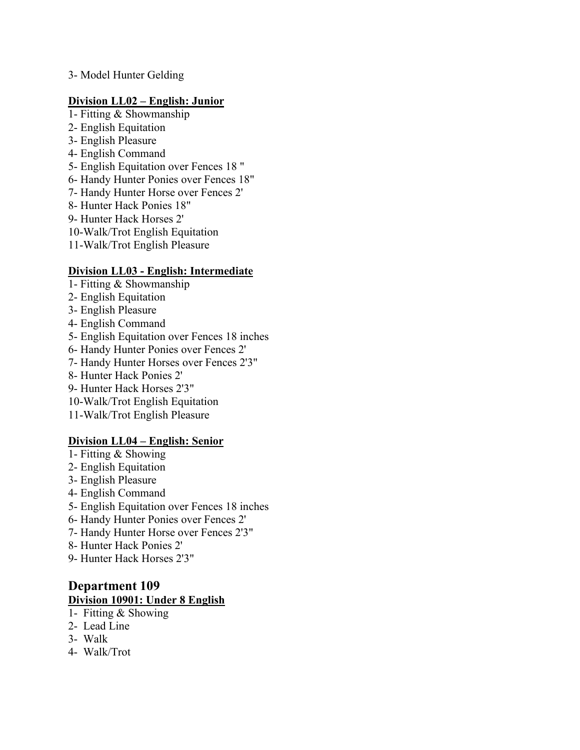3- Model Hunter Gelding

**Division LL02 – English: Junior**

1- Fitting & Showmanship
2- English Equitation
3- English Pleasure
4- English Command
5- English Equitation over Fences 18 "
6- Handy Hunter Ponies over Fences 18"
7- Handy Hunter Horse over Fences 2'
8- Hunter Hack Ponies 18"
9- Hunter Hack Horses 2'
10-Walk/Trot English Equitation
11-Walk/Trot English Pleasure

**Division LL03 - English: Intermediate**

1- Fitting & Showmanship
2- English Equitation
3- English Pleasure
4- English Command
5- English Equitation over Fences 18 inches
6- Handy Hunter Ponies over Fences 2'
7- Handy Hunter Horses over Fences 2'3"
8- Hunter Hack Ponies 2'
9- Hunter Hack Horses 2'3"
10-Walk/Trot English Equitation
11-Walk/Trot English Pleasure

**Division LL04 – English: Senior**

1- Fitting & Showing
2- English Equitation
3- English Pleasure
4- English Command
5- English Equitation over Fences 18 inches
6- Handy Hunter Ponies over Fences 2'
7- Handy Hunter Horse over Fences 2'3"
8- Hunter Hack Ponies 2'
9- Hunter Hack Horses 2'3"

## Department 109

**Division 10901: Under 8 English**

1- Fitting & Showing
2- Lead Line
3- Walk
4- Walk/Trot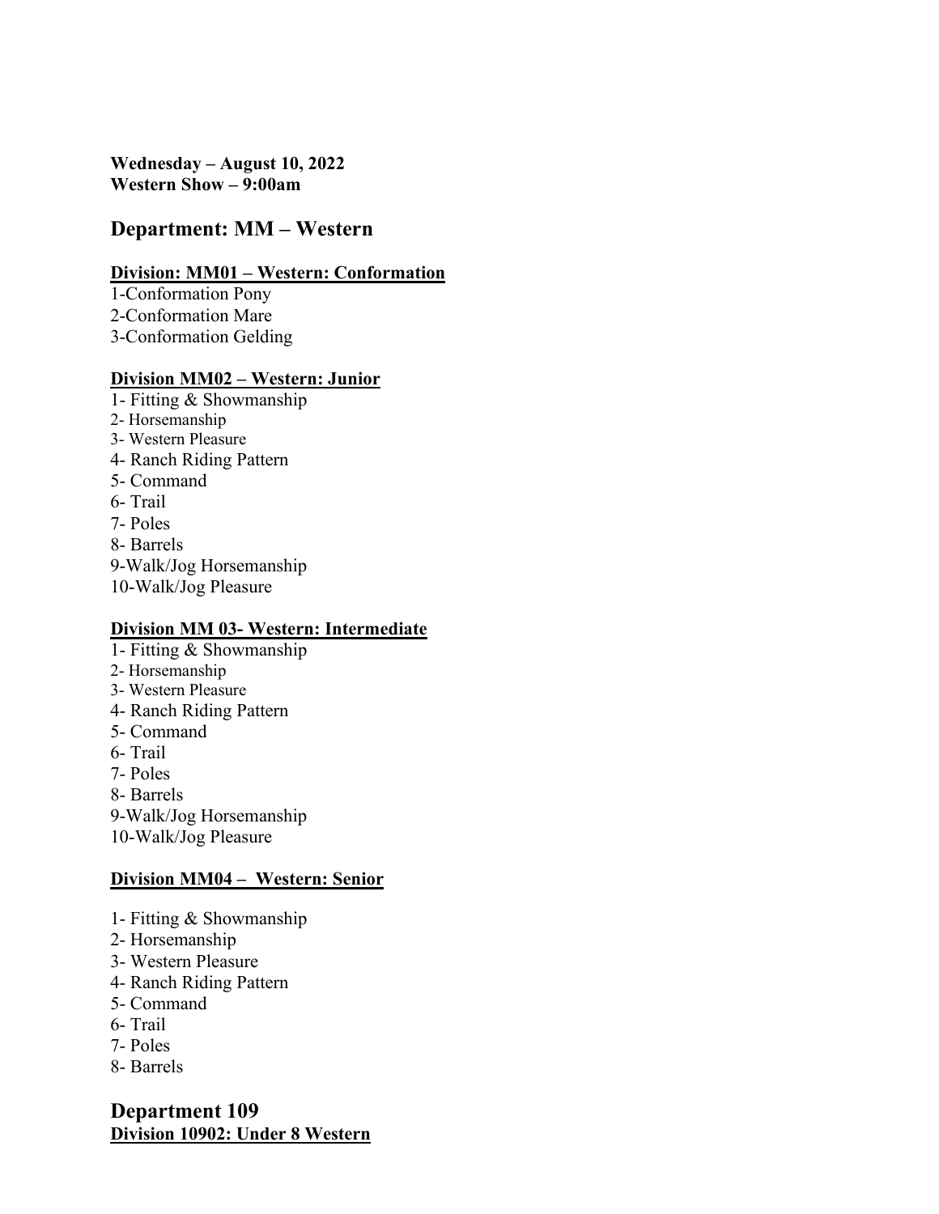**Wednesday – August 10, 2022**
**Western Show – 9:00am**

## Department: MM – Western

### Division: MM01 – Western: Conformation

1-Conformation Pony
2-Conformation Mare
3-Conformation Gelding

### Division MM02 – Western: Junior

1- Fitting & Showmanship
2- Horsemanship
3- Western Pleasure
4- Ranch Riding Pattern
5- Command
6- Trail
7- Poles
8- Barrels
9-Walk/Jog Horsemanship
10-Walk/Jog Pleasure

### Division MM 03- Western: Intermediate

1- Fitting & Showmanship
2- Horsemanship
3- Western Pleasure
4- Ranch Riding Pattern
5- Command
6- Trail
7- Poles
8- Barrels
9-Walk/Jog Horsemanship
10-Walk/Jog Pleasure

### Division MM04 – Western: Senior

1- Fitting & Showmanship
2- Horsemanship
3- Western Pleasure
4- Ranch Riding Pattern
5- Command
6- Trail
7- Poles
8- Barrels

## Department 109

### Division 10902: Under 8 Western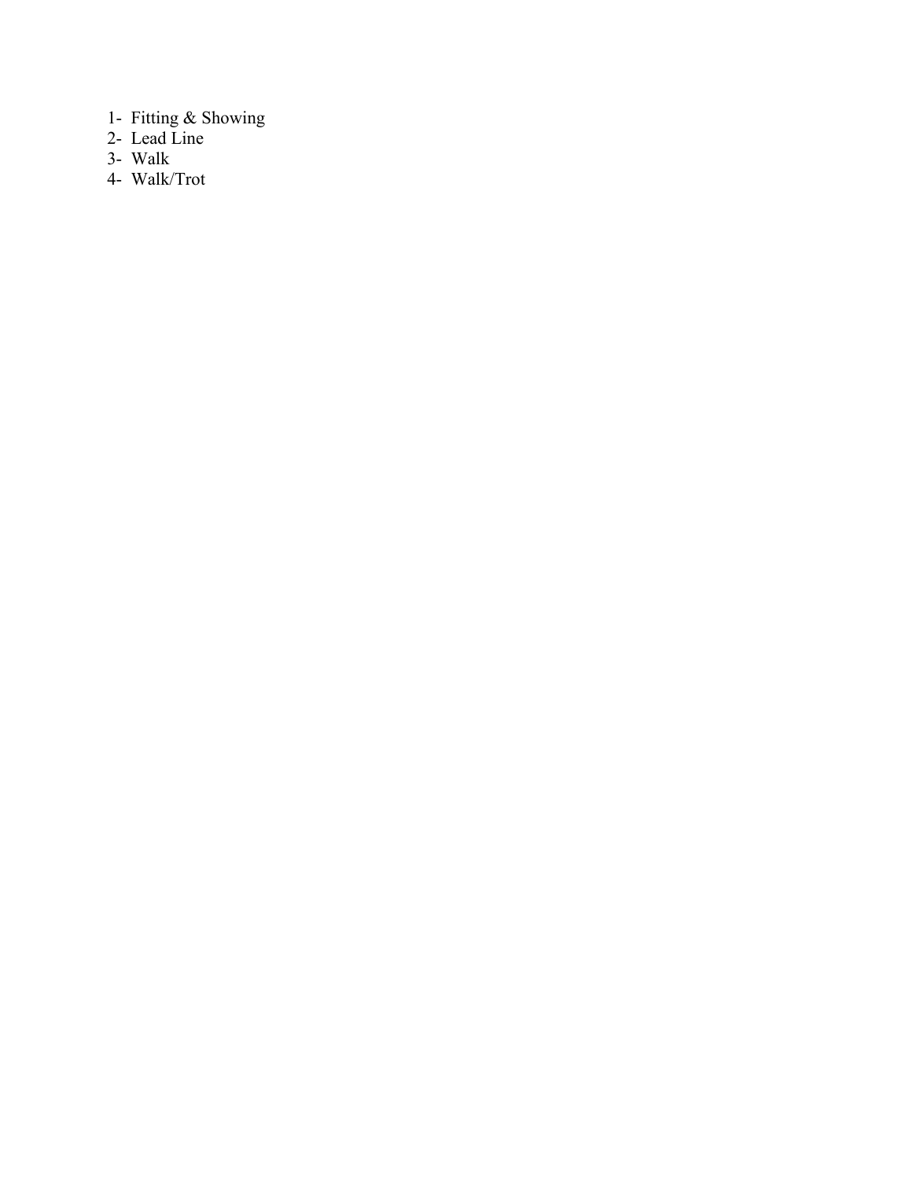1- Fitting & Showing
2- Lead Line
3- Walk
4- Walk/Trot